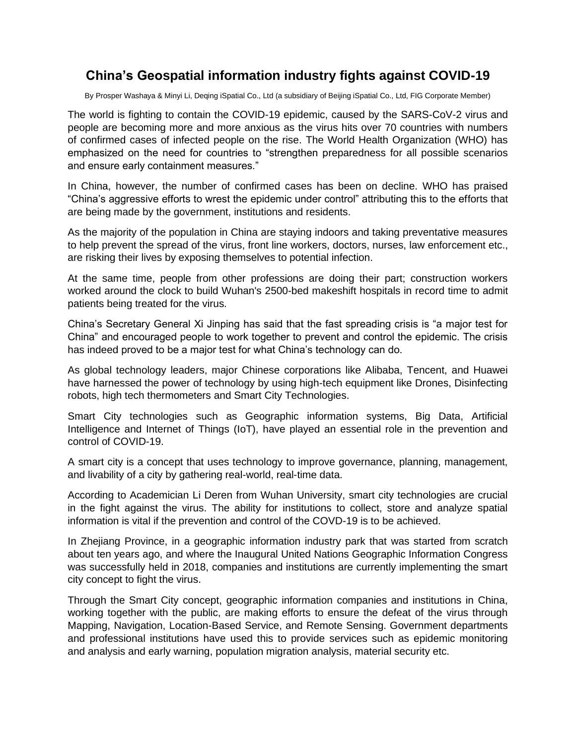# China's Geospatial information industry fights against COVID-19

By Prosper Washaya & Minyi Li, Deqing iSpatial Co., Ltd (a subsidiary of Beijing iSpatial Co., Ltd, FIG Corporate Member)

The world is fighting to contain the COVID-19 epidemic, caused by the SARS-CoV-2 virus and people are becoming more and more anxious as the virus hits over 70 countries with numbers of confirmed cases of infected people on the rise. The World Health Organization (WHO) has emphasized on the need for countries to "strengthen preparedness for all possible scenarios and ensure early containment measures."

In China, however, the number of confirmed cases has been on decline. WHO has praised "China's aggressive efforts to wrest the epidemic under control" attributing this to the efforts that are being made by the government, institutions and residents.

As the majority of the population in China are staying indoors and taking preventative measures to help prevent the spread of the virus, front line workers, doctors, nurses, law enforcement etc., are risking their lives by exposing themselves to potential infection.

At the same time, people from other professions are doing their part; construction workers worked around the clock to build Wuhan's 2500-bed makeshift hospitals in record time to admit patients being treated for the virus.

China's Secretary General Xi Jinping has said that the fast spreading crisis is "a major test for China" and encouraged people to work together to prevent and control the epidemic. The crisis has indeed proved to be a major test for what China's technology can do.

As global technology leaders, major Chinese corporations like Alibaba, Tencent, and Huawei have harnessed the power of technology by using high-tech equipment like Drones, Disinfecting robots, high tech thermometers and Smart City Technologies.

Smart City technologies such as Geographic information systems, Big Data, Artificial Intelligence and Internet of Things (IoT), have played an essential role in the prevention and control of COVID-19.

A smart city is a concept that uses technology to improve governance, planning, management, and livability of a city by gathering real-world, real-time data.

According to Academician Li Deren from Wuhan University, smart city technologies are crucial in the fight against the virus. The ability for institutions to collect, store and analyze spatial information is vital if the prevention and control of the COVD-19 is to be achieved.

In Zhejiang Province, in a geographic information industry park that was started from scratch about ten years ago, and where the Inaugural United Nations Geographic Information Congress was successfully held in 2018, companies and institutions are currently implementing the smart city concept to fight the virus.

Through the Smart City concept, geographic information companies and institutions in China, working together with the public, are making efforts to ensure the defeat of the virus through Mapping, Navigation, Location-Based Service, and Remote Sensing. Government departments and professional institutions have used this to provide services such as epidemic monitoring and analysis and early warning, population migration analysis, material security etc.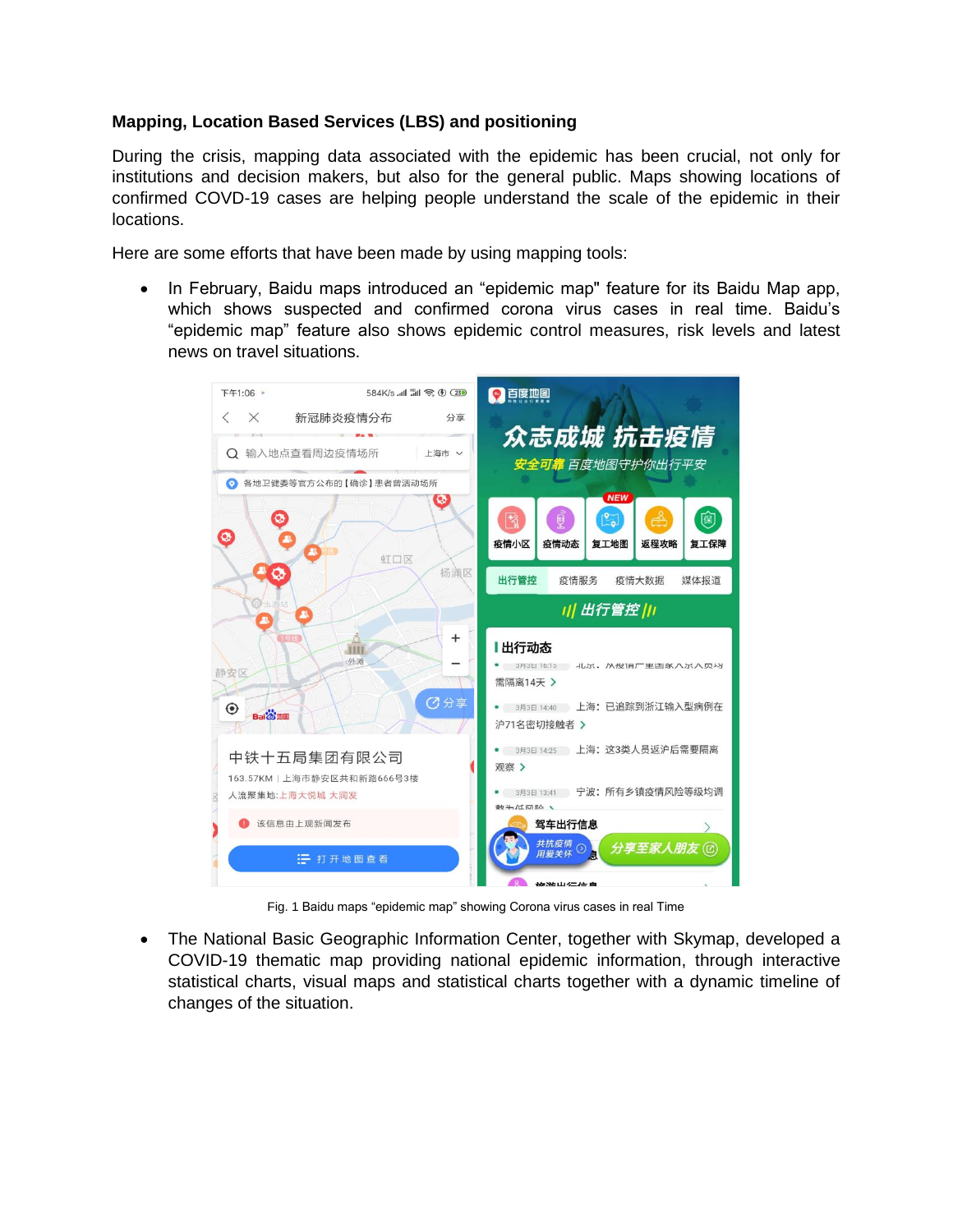### Mapping, Location Based Services (LBS) and positioning

During the crisis, mapping data associated with the epidemic has been crucial, not only for institutions and decision makers, but also for the general public. Maps showing locations of confirmed COVD-19 cases are helping people understand the scale of the epidemic in their locations.

Here are some efforts that have been made by using mapping tools:

- In February, Baidu maps introduced an "epidemic map" feature for its Baidu Map app, which shows suspected and confirmed corona virus cases in real time. Baidu's "epidemic map" feature also shows epidemic control measures, risk levels and latest news on travel situations.

Fig. 1 Baidu maps "epidemic map" showing Corona virus cases in real Time

- The National Basic Geographic Information Center, together with Skymap, developed a COVID-19 thematic map providing national epidemic information, through interactive statistical charts, visual maps and statistical charts together with a dynamic timeline of changes of the situation.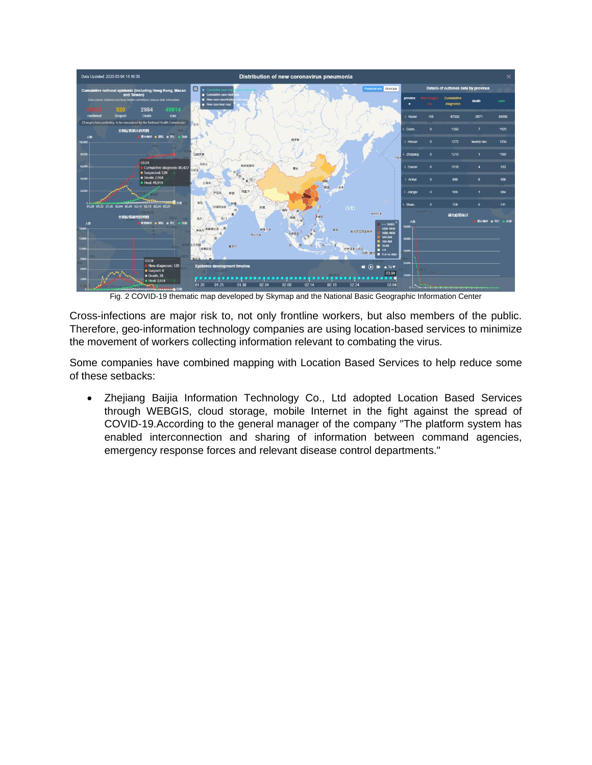Fig. 2 COVID-19 thematic map developed by Skymap and the National Basic Geographic Information Center

Cross-infections are major risk to, not only frontline workers, but also members of the public. Therefore, geo-information technology companies are using location-based services to minimize the movement of workers collecting information relevant to combating the virus.

Some companies have combined mapping with Location Based Services to help reduce some of these setbacks:

- Zhejiang Baijia Information Technology Co., Ltd adopted Location Based Services through WEBGIS, cloud storage, mobile Internet in the fight against the spread of COVID-19.According to the general manager of the company "The platform system has enabled interconnection and sharing of information between command agencies, emergency response forces and relevant disease control departments."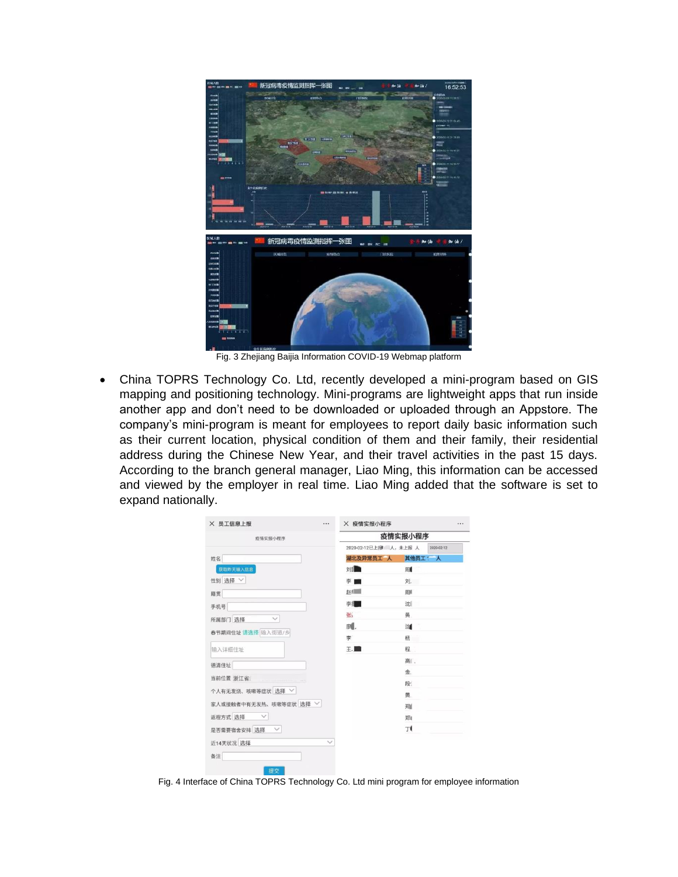Fig. 3 Zhejiang Baijia Information COVID-19 Webmap platform

- China TOPRS Technology Co. Ltd, recently developed a mini-program based on GIS mapping and positioning technology. Mini-programs are lightweight apps that run inside another app and don't need to be downloaded or uploaded through an Appstore. The company's mini-program is meant for employees to report daily basic information such as their current location, physical condition of them and their family, their residential address during the Chinese New Year, and their travel activities in the past 15 days. According to the branch general manager, Liao Ming, this information can be accessed and viewed by the employer in real time. Liao Ming added that the software is set to expand nationally.

Fig. 4 Interface of China TOPRS Technology Co. Ltd mini program for employee information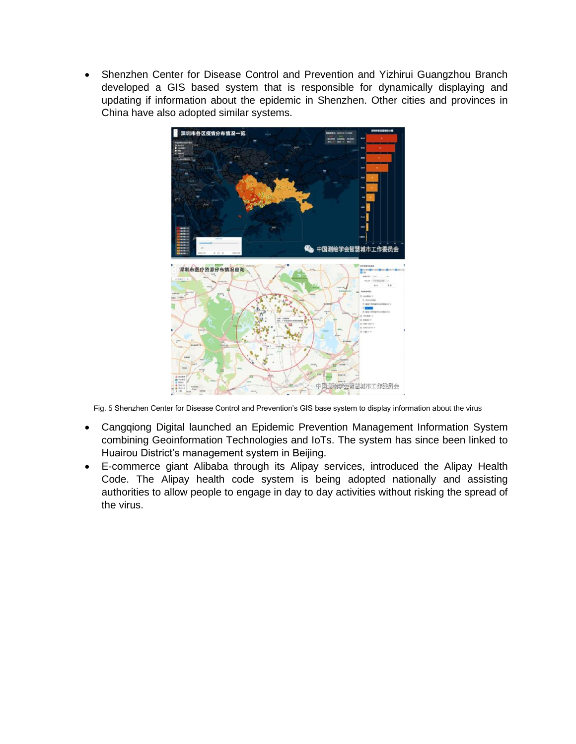- Shenzhen Center for Disease Control and Prevention and Yizhirui Guangzhou Branch developed a GIS based system that is responsible for dynamically displaying and updating if information about the epidemic in Shenzhen. Other cities and provinces in China have also adopted similar systems.

Fig. 5 Shenzhen Center for Disease Control and Prevention's GIS base system to display information about the virus

- Cangqiong Digital launched an Epidemic Prevention Management Information System combining Geoinformation Technologies and IoTs. The system has since been linked to Huairou District's management system in Beijing.
- E-commerce giant Alibaba through its Alipay services, introduced the Alipay Health Code. The Alipay health code system is being adopted nationally and assisting authorities to allow people to engage in day to day activities without risking the spread of the virus.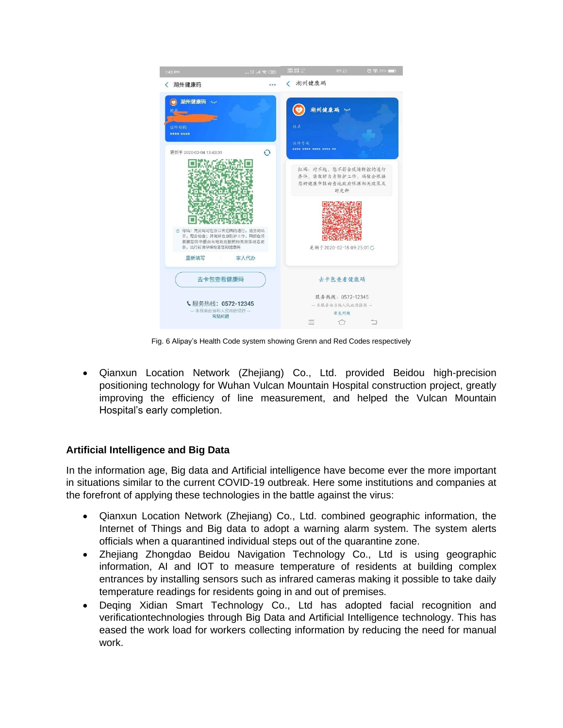Fig. 6 Alipay's Health Code system showing Grenn and Red Codes respectively

- Qianxun Location Network (Zhejiang) Co., Ltd. provided Beidou high-precision positioning technology for Wuhan Vulcan Mountain Hospital construction project, greatly improving the efficiency of line measurement, and helped the Vulcan Mountain Hospital's early completion.

## Artificial Intelligence and Big Data

In the information age, Big data and Artificial intelligence have become ever the more important in situations similar to the current COVID-19 outbreak. Here some institutions and companies at the forefront of applying these technologies in the battle against the virus:

- Qianxun Location Network (Zhejiang) Co., Ltd. combined geographic information, the Internet of Things and Big data to adopt a warning alarm system. The system alerts officials when a quarantined individual steps out of the quarantine zone.
- Zhejiang Zhongdao Beidou Navigation Technology Co., Ltd is using geographic information, AI and IOT to measure temperature of residents at building complex entrances by installing sensors such as infrared cameras making it possible to take daily temperature readings for residents going in and out of premises.
- Deqing Xidian Smart Technology Co., Ltd has adopted facial recognition and verificationtechnologies through Big Data and Artificial Intelligence technology. This has eased the work load for workers collecting information by reducing the need for manual work.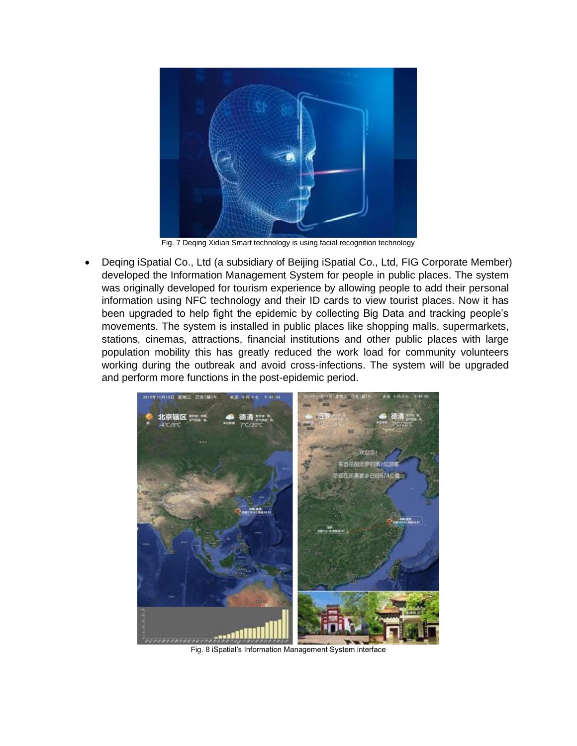Fig. 7 Deqing Xidian Smart technology is using facial recognition technology

- Deqing iSpatial Co., Ltd (a subsidiary of Beijing iSpatial Co., Ltd, FIG Corporate Member) developed the Information Management System for people in public places. The system was originally developed for tourism experience by allowing people to add their personal information using NFC technology and their ID cards to view tourist places. Now it has been upgraded to help fight the epidemic by collecting Big Data and tracking people's movements. The system is installed in public places like shopping malls, supermarkets, stations, cinemas, attractions, financial institutions and other public places with large population mobility this has greatly reduced the work load for community volunteers working during the outbreak and avoid cross-infections. The system will be upgraded and perform more functions in the post-epidemic period.

Fig. 8 iSpatial's Information Management System interface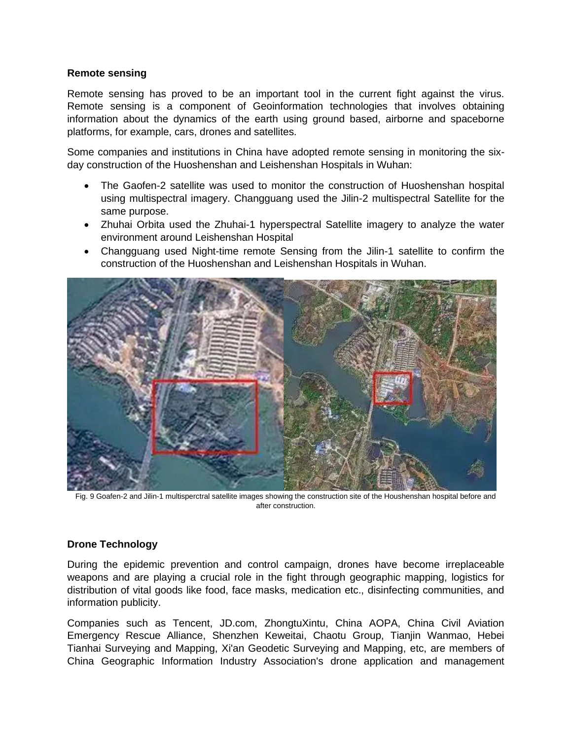## Remote sensing

Remote sensing has proved to be an important tool in the current fight against the virus. Remote sensing is a component of Geoinformation technologies that involves obtaining information about the dynamics of the earth using ground based, airborne and spaceborne platforms, for example, cars, drones and satellites.

Some companies and institutions in China have adopted remote sensing in monitoring the six-day construction of the Huoshenshan and Leishenshan Hospitals in Wuhan:

- The Gaofen-2 satellite was used to monitor the construction of Huoshenshan hospital using multispectral imagery. Changguang used the Jilin-2 multispectral Satellite for the same purpose.
- Zhuhai Orbita used the Zhuhai-1 hyperspectral Satellite imagery to analyze the water environment around Leishenshan Hospital
- Changguang used Night-time remote Sensing from the Jilin-1 satellite to confirm the construction of the Huoshenshan and Leishenshan Hospitals in Wuhan.

Fig. 9 Goafen-2 and Jilin-1 multisperctral satellite images showing the construction site of the Houshenshan hospital before and after construction.

## Drone Technology

During the epidemic prevention and control campaign, drones have become irreplaceable weapons and are playing a crucial role in the fight through geographic mapping, logistics for distribution of vital goods like food, face masks, medication etc., disinfecting communities, and information publicity.

Companies such as Tencent, JD.com, ZhongtuXintu, China AOPA, China Civil Aviation Emergency Rescue Alliance, Shenzhen Keweitai, Chaotu Group, Tianjin Wanmao, Hebei Tianhai Surveying and Mapping, Xi'an Geodetic Surveying and Mapping, etc, are members of China Geographic Information Industry Association's drone application and management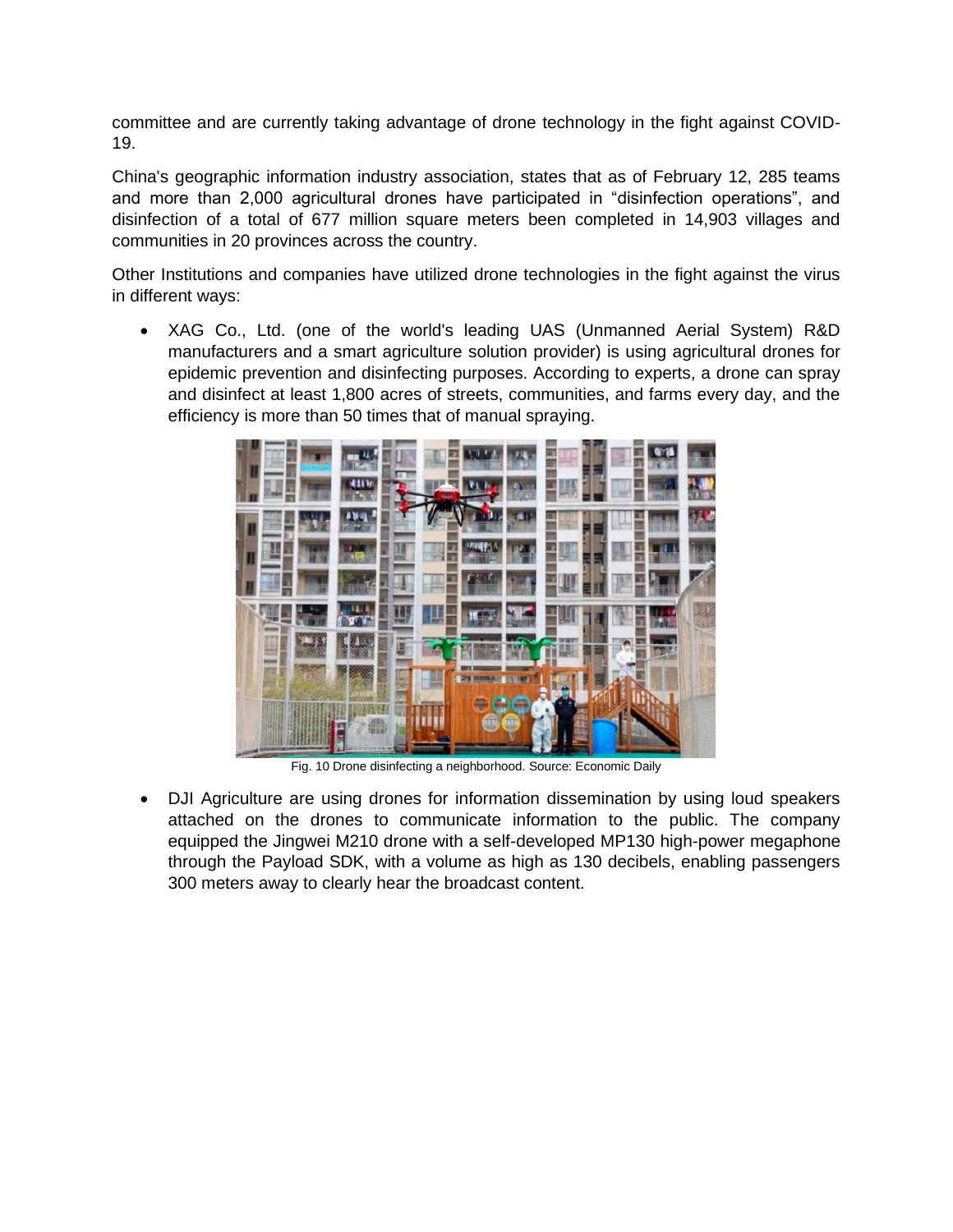committee and are currently taking advantage of drone technology in the fight against COVID-19.

China's geographic information industry association, states that as of February 12, 285 teams and more than 2,000 agricultural drones have participated in “disinfection operations”, and disinfection of a total of 677 million square meters been completed in 14,903 villages and communities in 20 provinces across the country.

Other Institutions and companies have utilized drone technologies in the fight against the virus in different ways:

- XAG Co., Ltd. (one of the world's leading UAS (Unmanned Aerial System) R&D manufacturers and a smart agriculture solution provider) is using agricultural drones for epidemic prevention and disinfecting purposes. According to experts, a drone can spray and disinfect at least 1,800 acres of streets, communities, and farms every day, and the efficiency is more than 50 times that of manual spraying.

Fig. 10 Drone disinfecting a neighborhood. Source: Economic Daily

- DJI Agriculture are using drones for information dissemination by using loud speakers attached on the drones to communicate information to the public. The company equipped the Jingwei M210 drone with a self-developed MP130 high-power megaphone through the Payload SDK, with a volume as high as 130 decibels, enabling passengers 300 meters away to clearly hear the broadcast content.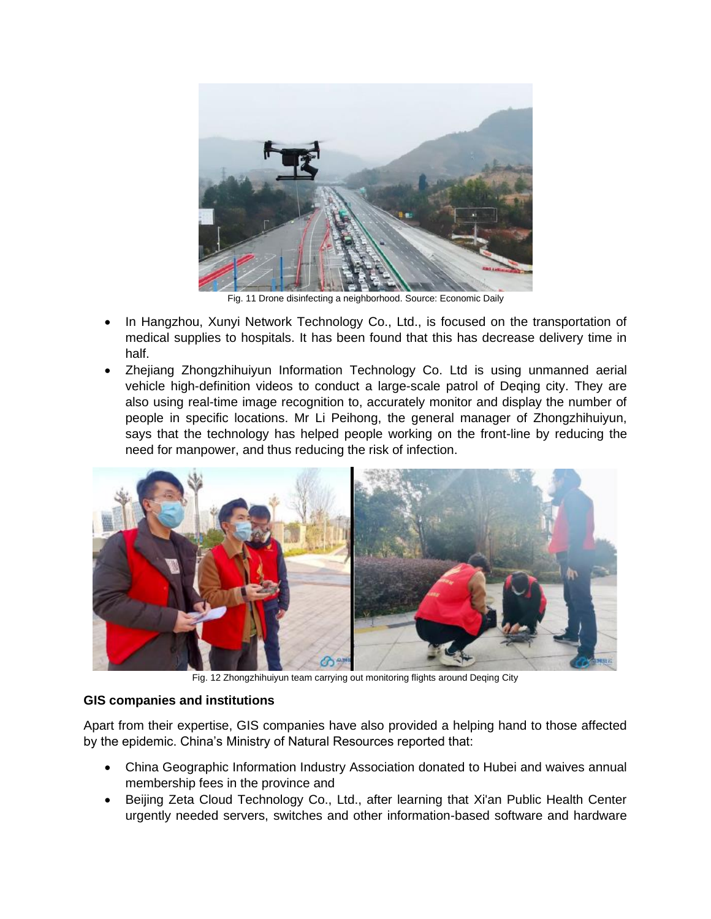Fig. 11 Drone disinfecting a neighborhood. Source: Economic Daily

- In Hangzhou, Xunyi Network Technology Co., Ltd., is focused on the transportation of medical supplies to hospitals. It has been found that this has decrease delivery time in half.
- Zhejiang Zhongzhihuiyun Information Technology Co. Ltd is using unmanned aerial vehicle high-definition videos to conduct a large-scale patrol of Deqing city. They are also using real-time image recognition to, accurately monitor and display the number of people in specific locations. Mr Li Peihong, the general manager of Zhongzhihuiyun, says that the technology has helped people working on the front-line by reducing the need for manpower, and thus reducing the risk of infection.

Fig. 12 Zhongzhihuiyun team carrying out monitoring flights around Deqing City

**GIS companies and institutions**

Apart from their expertise, GIS companies have also provided a helping hand to those affected by the epidemic. China's Ministry of Natural Resources reported that:

- China Geographic Information Industry Association donated to Hubei and waives annual membership fees in the province and
- Beijing Zeta Cloud Technology Co., Ltd., after learning that Xi'an Public Health Center urgently needed servers, switches and other information-based software and hardware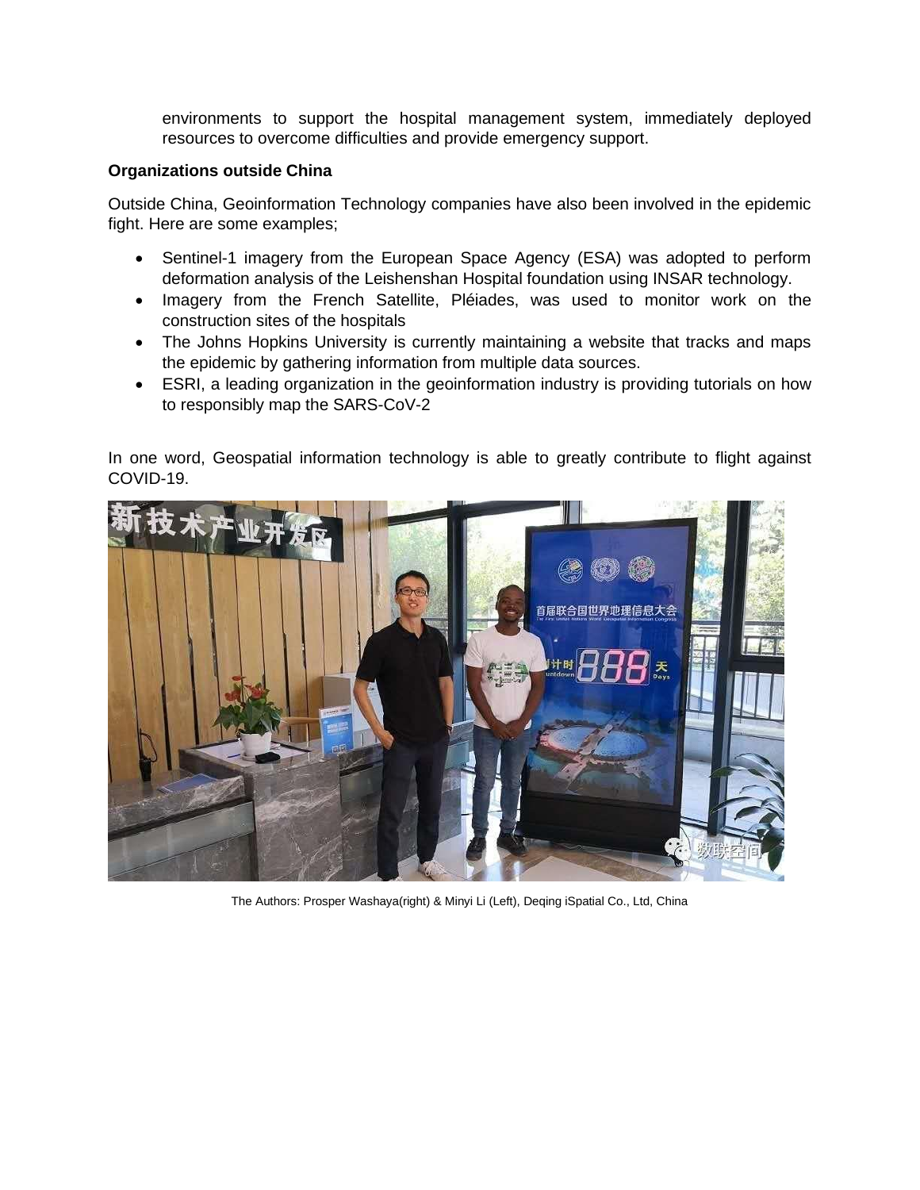environments to support the hospital management system, immediately deployed resources to overcome difficulties and provide emergency support.

**Organizations outside China**

Outside China, Geoinformation Technology companies have also been involved in the epidemic fight. Here are some examples;

- Sentinel-1 imagery from the European Space Agency (ESA) was adopted to perform deformation analysis of the Leishenshan Hospital foundation using INSAR technology.
- Imagery from the French Satellite, Pléiades, was used to monitor work on the construction sites of the hospitals
- The Johns Hopkins University is currently maintaining a website that tracks and maps the epidemic by gathering information from multiple data sources.
- ESRI, a leading organization in the geoinformation industry is providing tutorials on how to responsibly map the SARS-CoV-2

In one word, Geospatial information technology is able to greatly contribute to flight against COVID-19.

The Authors: Prosper Washaya(right) & Minyi Li (Left), Deqing iSpatial Co., Ltd, China